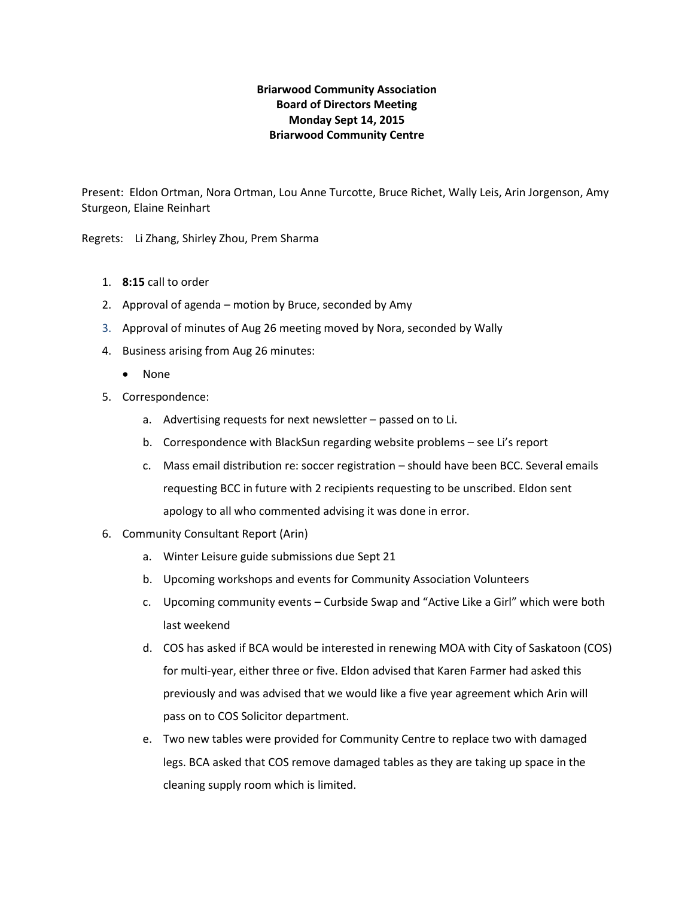**Briarwood Community Association**
**Board of Directors Meeting**
**Monday Sept 14, 2015**
**Briarwood Community Centre**

Present: Eldon Ortman, Nora Ortman, Lou Anne Turcotte, Bruce Richet, Wally Leis, Arin Jorgenson, Amy Sturgeon, Elaine Reinhart

Regrets: Li Zhang, Shirley Zhou, Prem Sharma

1. **8:15** call to order
2. Approval of agenda – motion by Bruce, seconded by Amy
3. Approval of minutes of Aug 26 meeting moved by Nora, seconded by Wally
4. Business arising from Aug 26 minutes:
    - None
5. Correspondence:
    a. Advertising requests for next newsletter – passed on to Li.
    b. Correspondence with BlackSun regarding website problems – see Li's report
    c. Mass email distribution re: soccer registration – should have been BCC. Several emails requesting BCC in future with 2 recipients requesting to be unscribed. Eldon sent apology to all who commented advising it was done in error.
6. Community Consultant Report (Arin)
    a. Winter Leisure guide submissions due Sept 21
    b. Upcoming workshops and events for Community Association Volunteers
    c. Upcoming community events – Curbside Swap and "Active Like a Girl" which were both last weekend
    d. COS has asked if BCA would be interested in renewing MOA with City of Saskatoon (COS) for multi-year, either three or five. Eldon advised that Karen Farmer had asked this previously and was advised that we would like a five year agreement which Arin will pass on to COS Solicitor department.
    e. Two new tables were provided for Community Centre to replace two with damaged legs. BCA asked that COS remove damaged tables as they are taking up space in the cleaning supply room which is limited.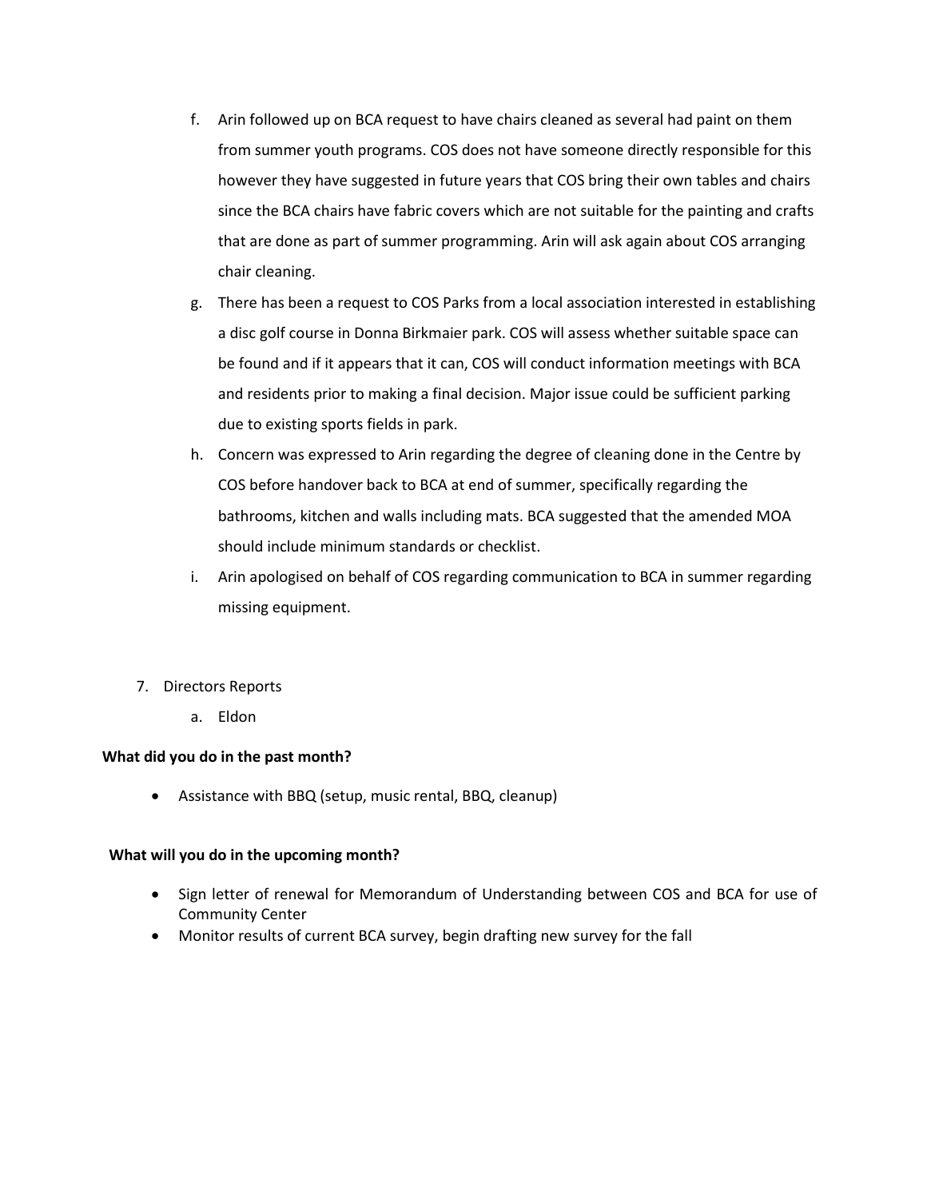f. Arin followed up on BCA request to have chairs cleaned as several had paint on them from summer youth programs. COS does not have someone directly responsible for this however they have suggested in future years that COS bring their own tables and chairs since the BCA chairs have fabric covers which are not suitable for the painting and crafts that are done as part of summer programming. Arin will ask again about COS arranging chair cleaning.

g. There has been a request to COS Parks from a local association interested in establishing a disc golf course in Donna Birkmaier park. COS will assess whether suitable space can be found and if it appears that it can, COS will conduct information meetings with BCA and residents prior to making a final decision. Major issue could be sufficient parking due to existing sports fields in park.

h. Concern was expressed to Arin regarding the degree of cleaning done in the Centre by COS before handover back to BCA at end of summer, specifically regarding the bathrooms, kitchen and walls including mats. BCA suggested that the amended MOA should include minimum standards or checklist.

i. Arin apologised on behalf of COS regarding communication to BCA in summer regarding missing equipment.

7. Directors Reports

   a. Eldon

**What did you do in the past month?**

- Assistance with BBQ (setup, music rental, BBQ, cleanup)

**What will you do in the upcoming month?**

- Sign letter of renewal for Memorandum of Understanding between COS and BCA for use of Community Center
- Monitor results of current BCA survey, begin drafting new survey for the fall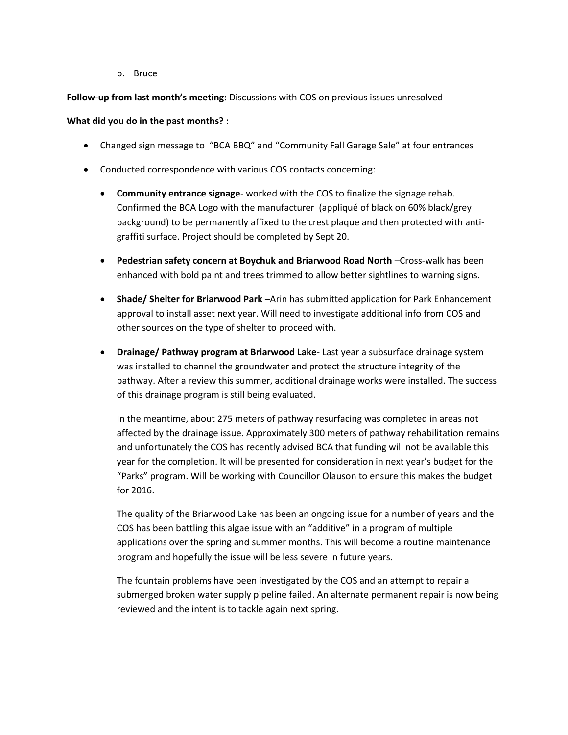b. Bruce

**Follow-up from last month's meeting:** Discussions with COS on previous issues unresolved

**What did you do in the past months? :**

- Changed sign message to "BCA BBQ" and "Community Fall Garage Sale" at four entrances
- Conducted correspondence with various COS contacts concerning:
  - **Community entrance signage**- worked with the COS to finalize the signage rehab. Confirmed the BCA Logo with the manufacturer (appliqué of black on 60% black/grey background) to be permanently affixed to the crest plaque and then protected with anti-graffiti surface. Project should be completed by Sept 20.
  - **Pedestrian safety concern at Boychuk and Briarwood Road North** –Cross-walk has been enhanced with bold paint and trees trimmed to allow better sightlines to warning signs.
  - **Shade/ Shelter for Briarwood Park** –Arin has submitted application for Park Enhancement approval to install asset next year. Will need to investigate additional info from COS and other sources on the type of shelter to proceed with.
  - **Drainage/ Pathway program at Briarwood Lake**- Last year a subsurface drainage system was installed to channel the groundwater and protect the structure integrity of the pathway. After a review this summer, additional drainage works were installed. The success of this drainage program is still being evaluated.

    In the meantime, about 275 meters of pathway resurfacing was completed in areas not affected by the drainage issue. Approximately 300 meters of pathway rehabilitation remains and unfortunately the COS has recently advised BCA that funding will not be available this year for the completion. It will be presented for consideration in next year's budget for the "Parks" program. Will be working with Councillor Olauson to ensure this makes the budget for 2016.

    The quality of the Briarwood Lake has been an ongoing issue for a number of years and the COS has been battling this algae issue with an "additive" in a program of multiple applications over the spring and summer months. This will become a routine maintenance program and hopefully the issue will be less severe in future years.

    The fountain problems have been investigated by the COS and an attempt to repair a submerged broken water supply pipeline failed. An alternate permanent repair is now being reviewed and the intent is to tackle again next spring.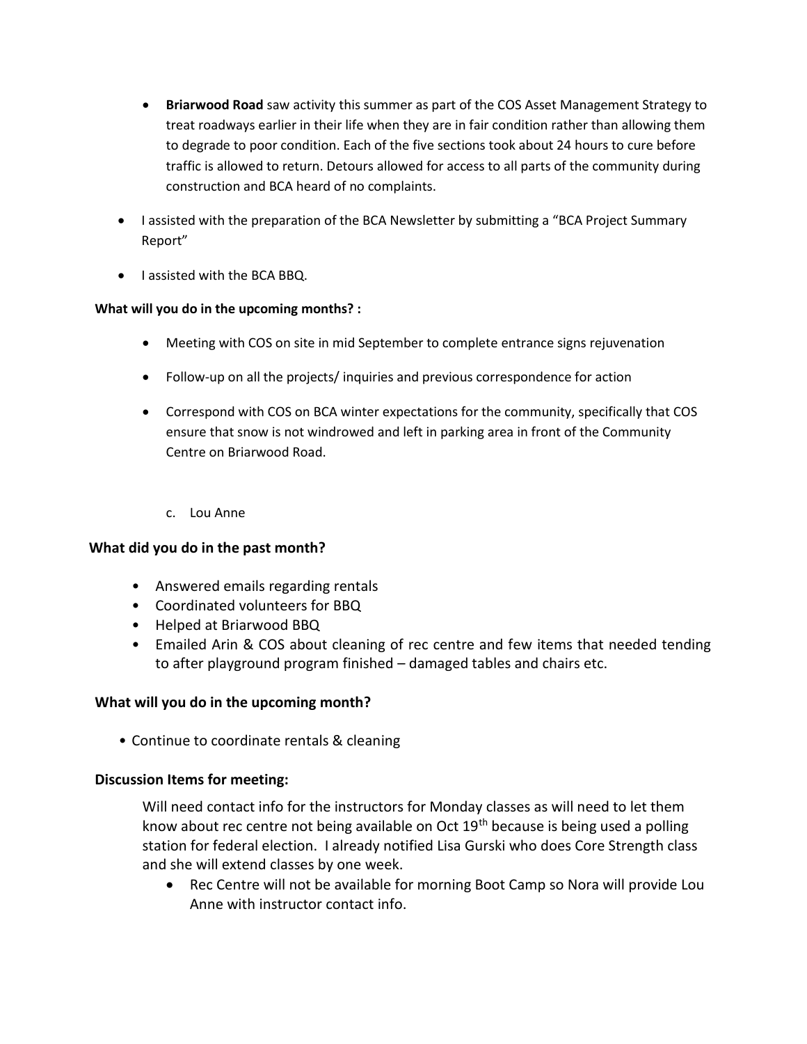- **Briarwood Road** saw activity this summer as part of the COS Asset Management Strategy to treat roadways earlier in their life when they are in fair condition rather than allowing them to degrade to poor condition. Each of the five sections took about 24 hours to cure before traffic is allowed to return. Detours allowed for access to all parts of the community during construction and BCA heard of no complaints.

- I assisted with the preparation of the BCA Newsletter by submitting a "BCA Project Summary Report"

- I assisted with the BCA BBQ.

**What will you do in the upcoming months? :**

- Meeting with COS on site in mid September to complete entrance signs rejuvenation

- Follow-up on all the projects/ inquiries and previous correspondence for action

- Correspond with COS on BCA winter expectations for the community, specifically that COS ensure that snow is not windrowed and left in parking area in front of the Community Centre on Briarwood Road.

c. Lou Anne

**What did you do in the past month?**

- Answered emails regarding rentals
- Coordinated volunteers for BBQ
- Helped at Briarwood BBQ
- Emailed Arin & COS about cleaning of rec centre and few items that needed tending to after playground program finished – damaged tables and chairs etc.

**What will you do in the upcoming month?**

- Continue to coordinate rentals & cleaning

**Discussion Items for meeting:**

Will need contact info for the instructors for Monday classes as will need to let them know about rec centre not being available on Oct 19th because is being used a polling station for federal election. I already notified Lisa Gurski who does Core Strength class and she will extend classes by one week.

- Rec Centre will not be available for morning Boot Camp so Nora will provide Lou Anne with instructor contact info.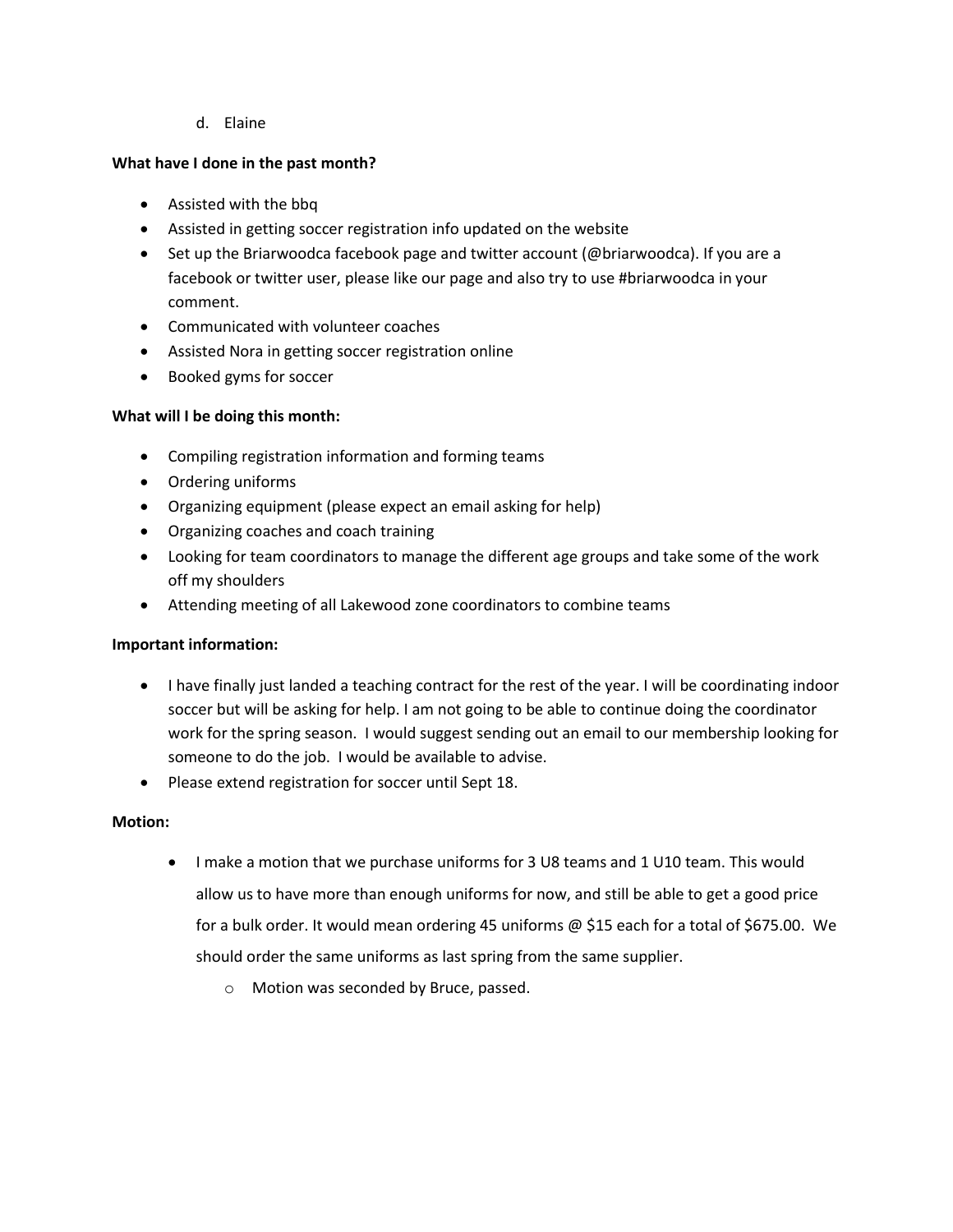d. Elaine

**What have I done in the past month?**

- Assisted with the bbq
- Assisted in getting soccer registration info updated on the website
- Set up the Briarwoodca facebook page and twitter account (@briarwoodca). If you are a facebook or twitter user, please like our page and also try to use #briarwoodca in your comment.
- Communicated with volunteer coaches
- Assisted Nora in getting soccer registration online
- Booked gyms for soccer

**What will I be doing this month:**

- Compiling registration information and forming teams
- Ordering uniforms
- Organizing equipment (please expect an email asking for help)
- Organizing coaches and coach training
- Looking for team coordinators to manage the different age groups and take some of the work off my shoulders
- Attending meeting of all Lakewood zone coordinators to combine teams

**Important information:**

- I have finally just landed a teaching contract for the rest of the year. I will be coordinating indoor soccer but will be asking for help. I am not going to be able to continue doing the coordinator work for the spring season. I would suggest sending out an email to our membership looking for someone to do the job. I would be available to advise.
- Please extend registration for soccer until Sept 18.

**Motion:**

- I make a motion that we purchase uniforms for 3 U8 teams and 1 U10 team. This would allow us to have more than enough uniforms for now, and still be able to get a good price for a bulk order. It would mean ordering 45 uniforms @ $15 each for a total of $675.00. We should order the same uniforms as last spring from the same supplier.
  - Motion was seconded by Bruce, passed.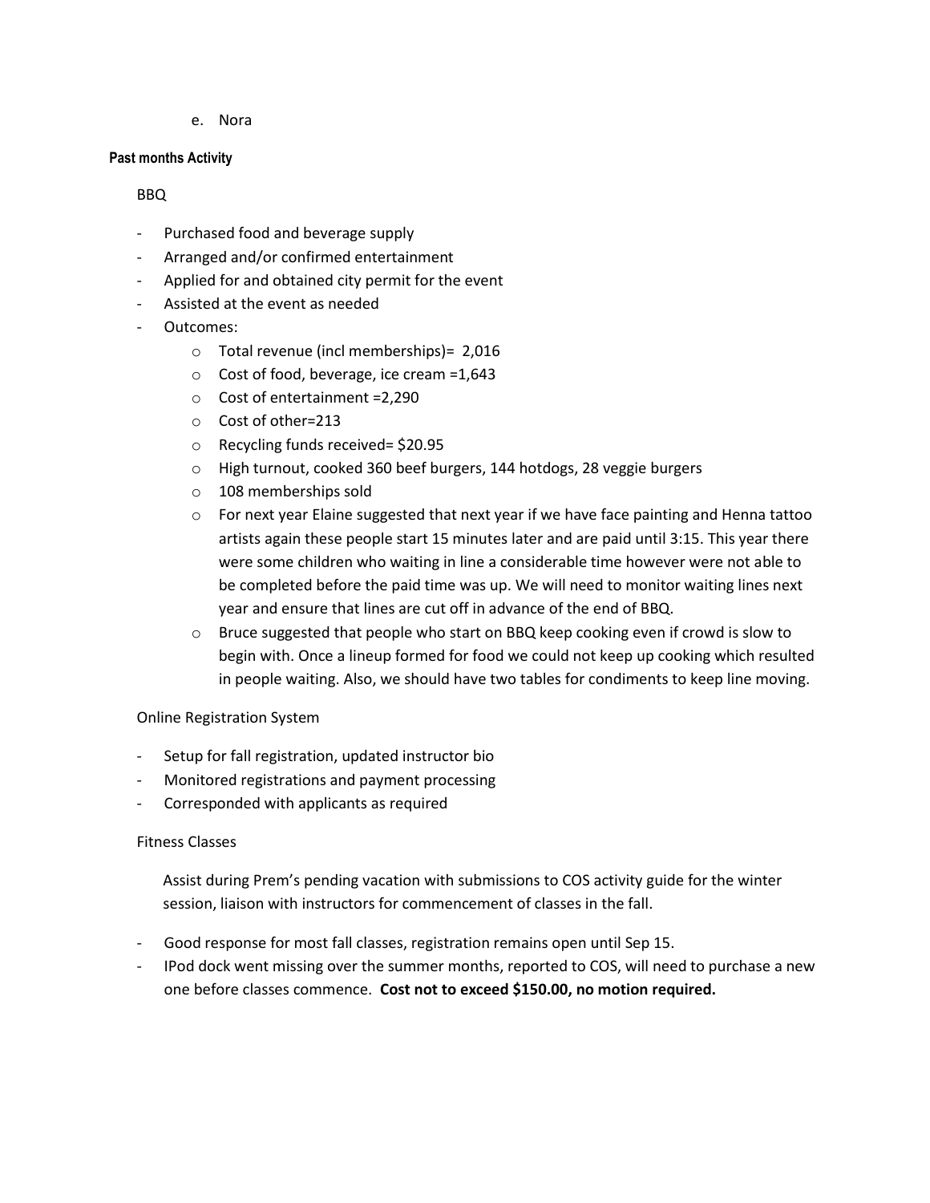e. Nora

**Past months Activity**

BBQ

- Purchased food and beverage supply
- Arranged and/or confirmed entertainment
- Applied for and obtained city permit for the event
- Assisted at the event as needed
- Outcomes:
    - Total revenue (incl memberships)= 2,016
    - Cost of food, beverage, ice cream =1,643
    - Cost of entertainment =2,290
    - Cost of other=213
    - Recycling funds received= $20.95
    - High turnout, cooked 360 beef burgers, 144 hotdogs, 28 veggie burgers
    - 108 memberships sold
    - For next year Elaine suggested that next year if we have face painting and Henna tattoo artists again these people start 15 minutes later and are paid until 3:15. This year there were some children who waiting in line a considerable time however were not able to be completed before the paid time was up. We will need to monitor waiting lines next year and ensure that lines are cut off in advance of the end of BBQ.
    - Bruce suggested that people who start on BBQ keep cooking even if crowd is slow to begin with. Once a lineup formed for food we could not keep up cooking which resulted in people waiting. Also, we should have two tables for condiments to keep line moving.

Online Registration System

- Setup for fall registration, updated instructor bio
- Monitored registrations and payment processing
- Corresponded with applicants as required

Fitness Classes

Assist during Prem's pending vacation with submissions to COS activity guide for the winter session, liaison with instructors for commencement of classes in the fall.

- Good response for most fall classes, registration remains open until Sep 15.
- IPod dock went missing over the summer months, reported to COS, will need to purchase a new one before classes commence. **Cost not to exceed $150.00, no motion required.**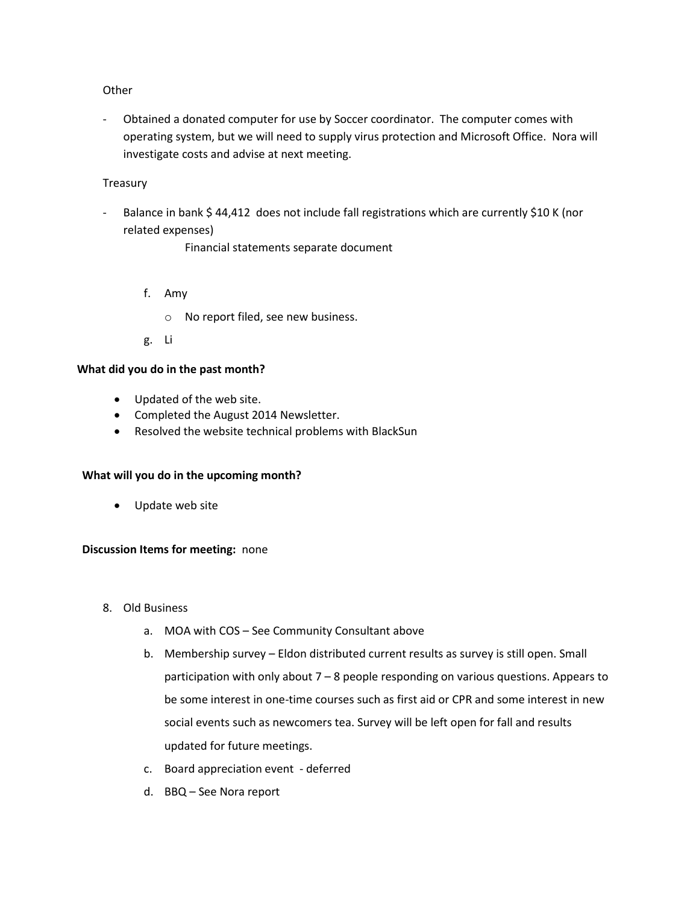Other

- Obtained a donated computer for use by Soccer coordinator. The computer comes with operating system, but we will need to supply virus protection and Microsoft Office. Nora will investigate costs and advise at next meeting.

Treasury

- Balance in bank $ 44,412 does not include fall registrations which are currently $10 K (nor related expenses)

  Financial statements separate document

f. Amy
   - No report filed, see new business.

g. Li

**What did you do in the past month?**

- Updated of the web site.
- Completed the August 2014 Newsletter.
- Resolved the website technical problems with BlackSun

**What will you do in the upcoming month?**

- Update web site

**Discussion Items for meeting:** none

8. Old Business
   a. MOA with COS – See Community Consultant above
   b. Membership survey – Eldon distributed current results as survey is still open. Small participation with only about 7 – 8 people responding on various questions. Appears to be some interest in one-time courses such as first aid or CPR and some interest in new social events such as newcomers tea. Survey will be left open for fall and results updated for future meetings.
   c. Board appreciation event - deferred
   d. BBQ – See Nora report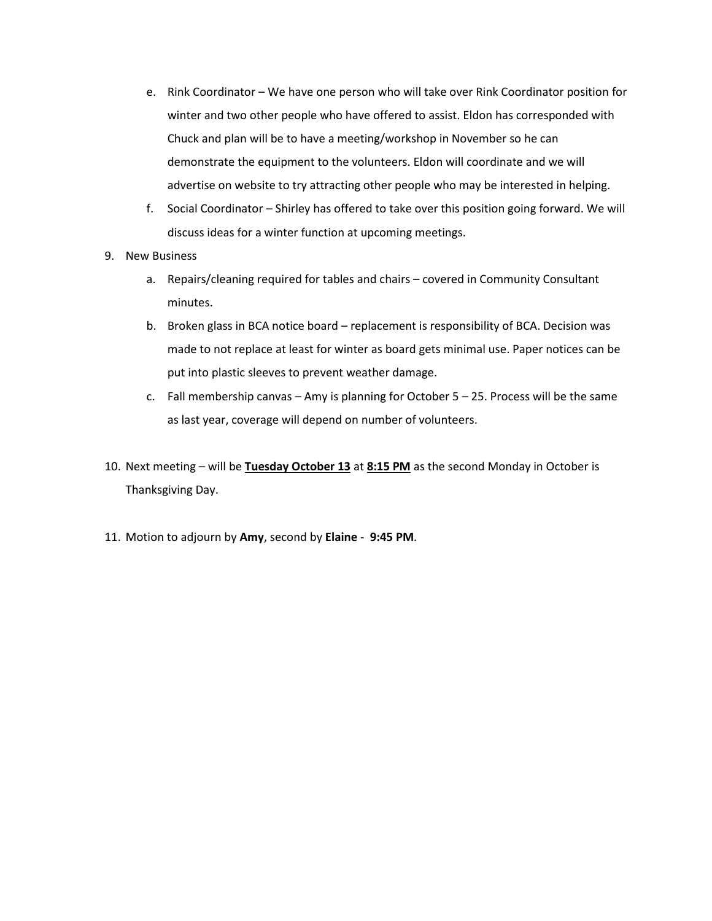e. Rink Coordinator – We have one person who will take over Rink Coordinator position for winter and two other people who have offered to assist. Eldon has corresponded with Chuck and plan will be to have a meeting/workshop in November so he can demonstrate the equipment to the volunteers. Eldon will coordinate and we will advertise on website to try attracting other people who may be interested in helping.
   f. Social Coordinator – Shirley has offered to take over this position going forward. We will discuss ideas for a winter function at upcoming meetings.

9. New Business
   a. Repairs/cleaning required for tables and chairs – covered in Community Consultant minutes.
   b. Broken glass in BCA notice board – replacement is responsibility of BCA. Decision was made to not replace at least for winter as board gets minimal use. Paper notices can be put into plastic sleeves to prevent weather damage.
   c. Fall membership canvas – Amy is planning for October 5 – 25. Process will be the same as last year, coverage will depend on number of volunteers.

10. Next meeting – will be <u>**Tuesday October 13**</u> at <u>**8:15 PM**</u> as the second Monday in October is Thanksgiving Day.

11. Motion to adjourn by **Amy**, second by **Elaine** - **9:45 PM**.